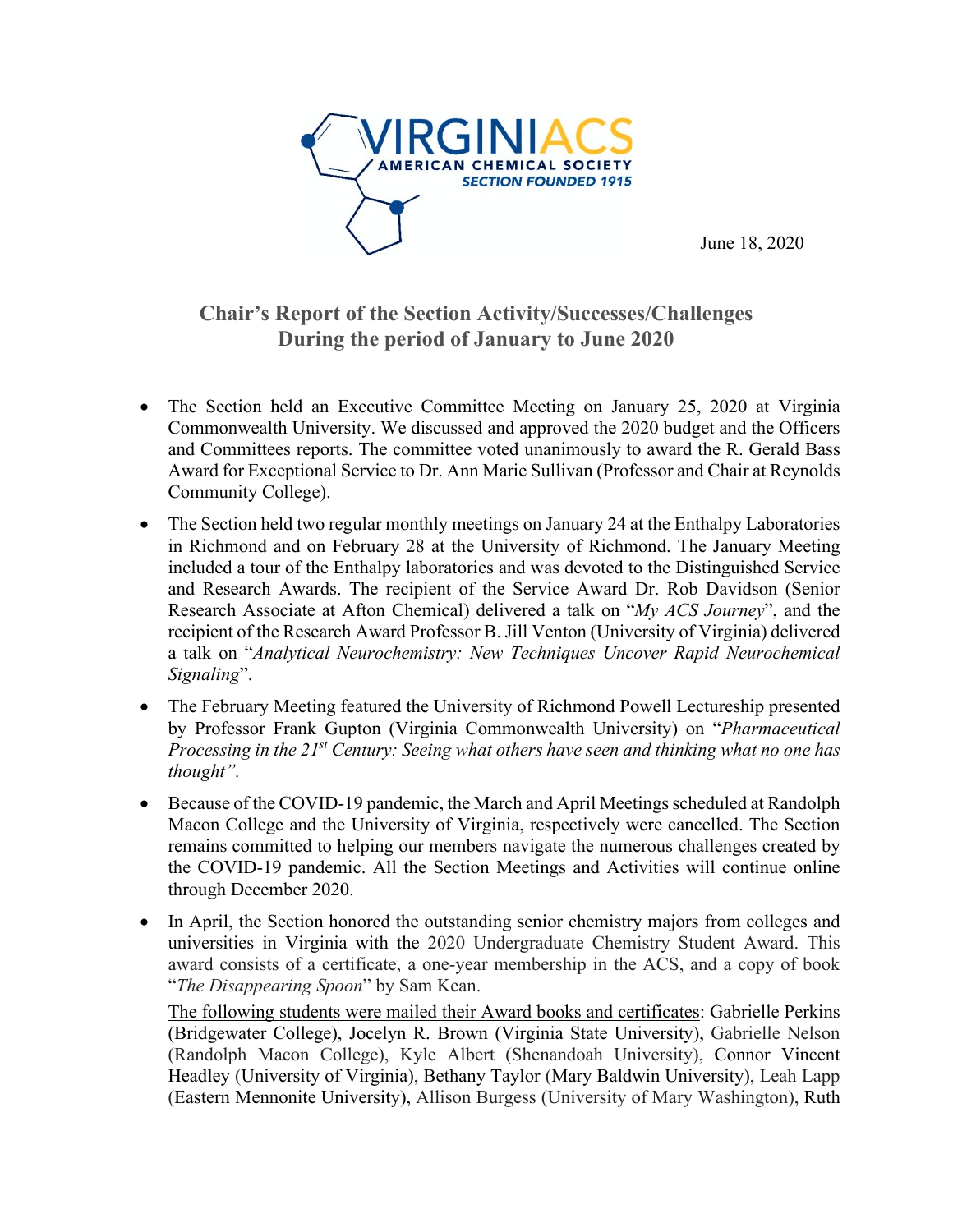VIRGINIACS
AMERICAN CHEMICAL SOCIETY
*SECTION FOUNDED 1915*

June 18, 2020

## Chair's Report of the Section Activity/Successes/Challenges During the period of January to June 2020

- The Section held an Executive Committee Meeting on January 25, 2020 at Virginia Commonwealth University. We discussed and approved the 2020 budget and the Officers and Committees reports. The committee voted unanimously to award the R. Gerald Bass Award for Exceptional Service to Dr. Ann Marie Sullivan (Professor and Chair at Reynolds Community College).
- The Section held two regular monthly meetings on January 24 at the Enthalpy Laboratories in Richmond and on February 28 at the University of Richmond. The January Meeting included a tour of the Enthalpy laboratories and was devoted to the Distinguished Service and Research Awards. The recipient of the Service Award Dr. Rob Davidson (Senior Research Associate at Afton Chemical) delivered a talk on "*My ACS Journey*", and the recipient of the Research Award Professor B. Jill Venton (University of Virginia) delivered a talk on "*Analytical Neurochemistry: New Techniques Uncover Rapid Neurochemical Signaling*".
- The February Meeting featured the University of Richmond Powell Lectureship presented by Professor Frank Gupton (Virginia Commonwealth University) on "*Pharmaceutical Processing in the 21st Century: Seeing what others have seen and thinking what no one has thought".*
- Because of the COVID-19 pandemic, the March and April Meetings scheduled at Randolph Macon College and the University of Virginia, respectively were cancelled. The Section remains committed to helping our members navigate the numerous challenges created by the COVID-19 pandemic. All the Section Meetings and Activities will continue online through December 2020.
- In April, the Section honored the outstanding senior chemistry majors from colleges and universities in Virginia with the 2020 Undergraduate Chemistry Student Award. This award consists of a certificate, a one-year membership in the ACS, and a copy of book "*The Disappearing Spoon*" by Sam Kean.

  <u>The following students were mailed their Award books and certificates</u>: Gabrielle Perkins (Bridgewater College), Jocelyn R. Brown (Virginia State University), Gabrielle Nelson (Randolph Macon College), Kyle Albert (Shenandoah University), Connor Vincent Headley (University of Virginia), Bethany Taylor (Mary Baldwin University), Leah Lapp (Eastern Mennonite University), Allison Burgess (University of Mary Washington), Ruth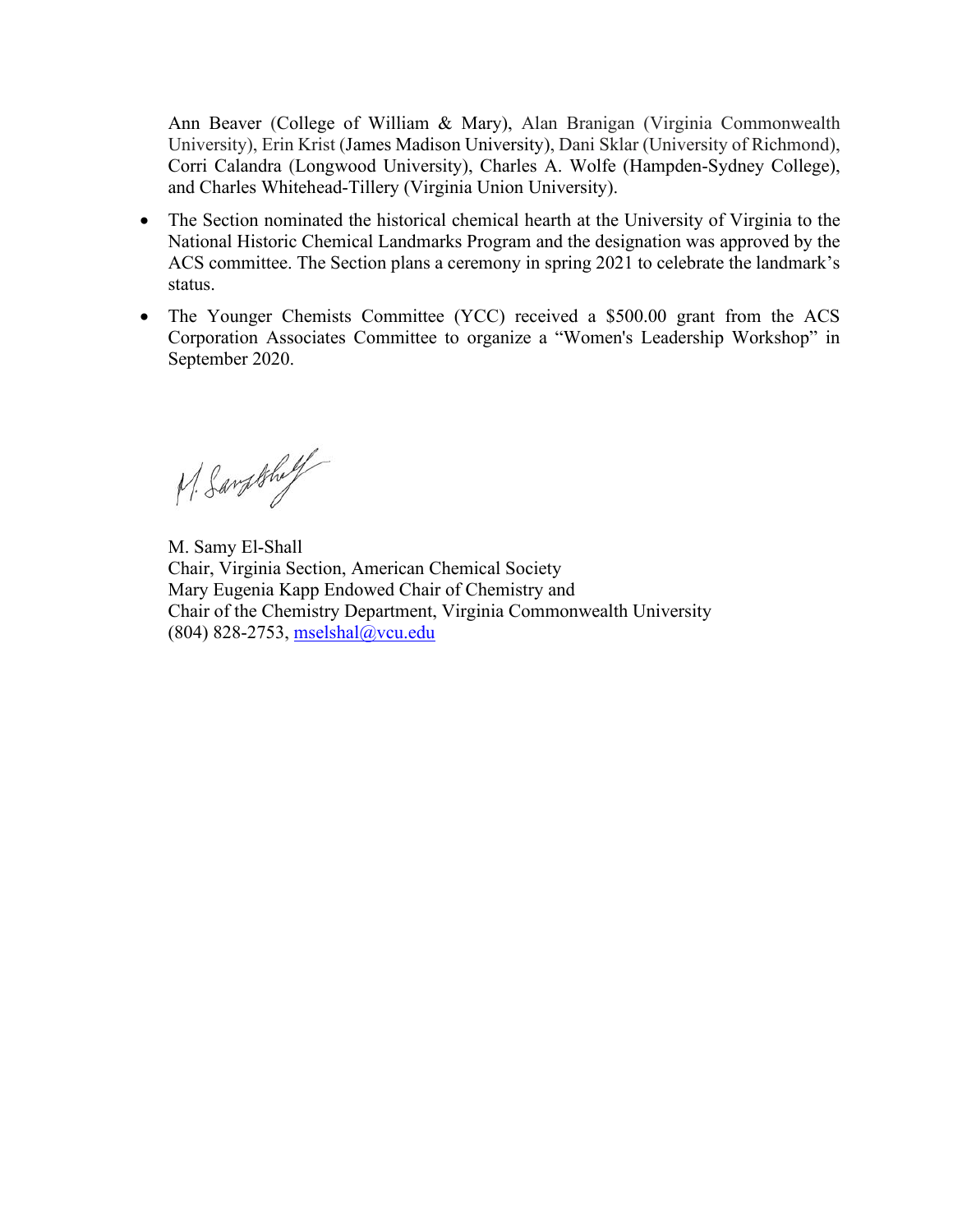Ann Beaver (College of William & Mary), Alan Branigan (Virginia Commonwealth University), Erin Krist (James Madison University), Dani Sklar (University of Richmond), Corri Calandra (Longwood University), Charles A. Wolfe (Hampden-Sydney College), and Charles Whitehead-Tillery (Virginia Union University).

- The Section nominated the historical chemical hearth at the University of Virginia to the National Historic Chemical Landmarks Program and the designation was approved by the ACS committee. The Section plans a ceremony in spring 2021 to celebrate the landmark's status.
- The Younger Chemists Committee (YCC) received a $500.00 grant from the ACS Corporation Associates Committee to organize a "Women's Leadership Workshop" in September 2020.

M. Samy El-Shall
Chair, Virginia Section, American Chemical Society
Mary Eugenia Kapp Endowed Chair of Chemistry and
Chair of the Chemistry Department, Virginia Commonwealth University
(804) 828-2753, mselshal@vcu.edu